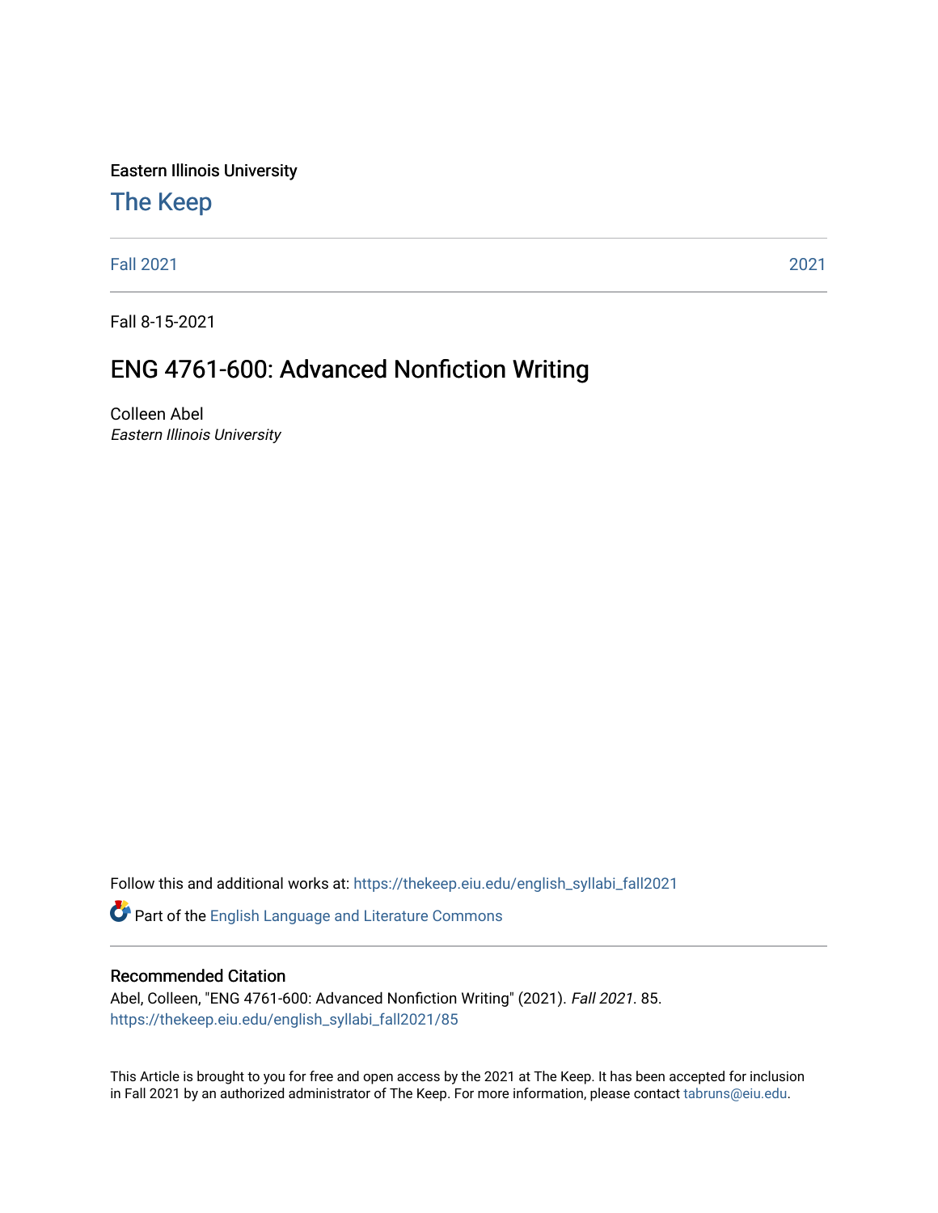Eastern Illinois University

# The Keep

Fall 2021 | 2021

Fall 8-15-2021

## ENG 4761-600: Advanced Nonfiction Writing

Colleen Abel
*Eastern Illinois University*

Follow this and additional works at: https://thekeep.eiu.edu/english_syllabi_fall2021

Part of the English Language and Literature Commons

### Recommended Citation

Abel, Colleen, "ENG 4761-600: Advanced Nonfiction Writing" (2021). *Fall 2021*. 85.
https://thekeep.eiu.edu/english_syllabi_fall2021/85

This Article is brought to you for free and open access by the 2021 at The Keep. It has been accepted for inclusion in Fall 2021 by an authorized administrator of The Keep. For more information, please contact tabruns@eiu.edu.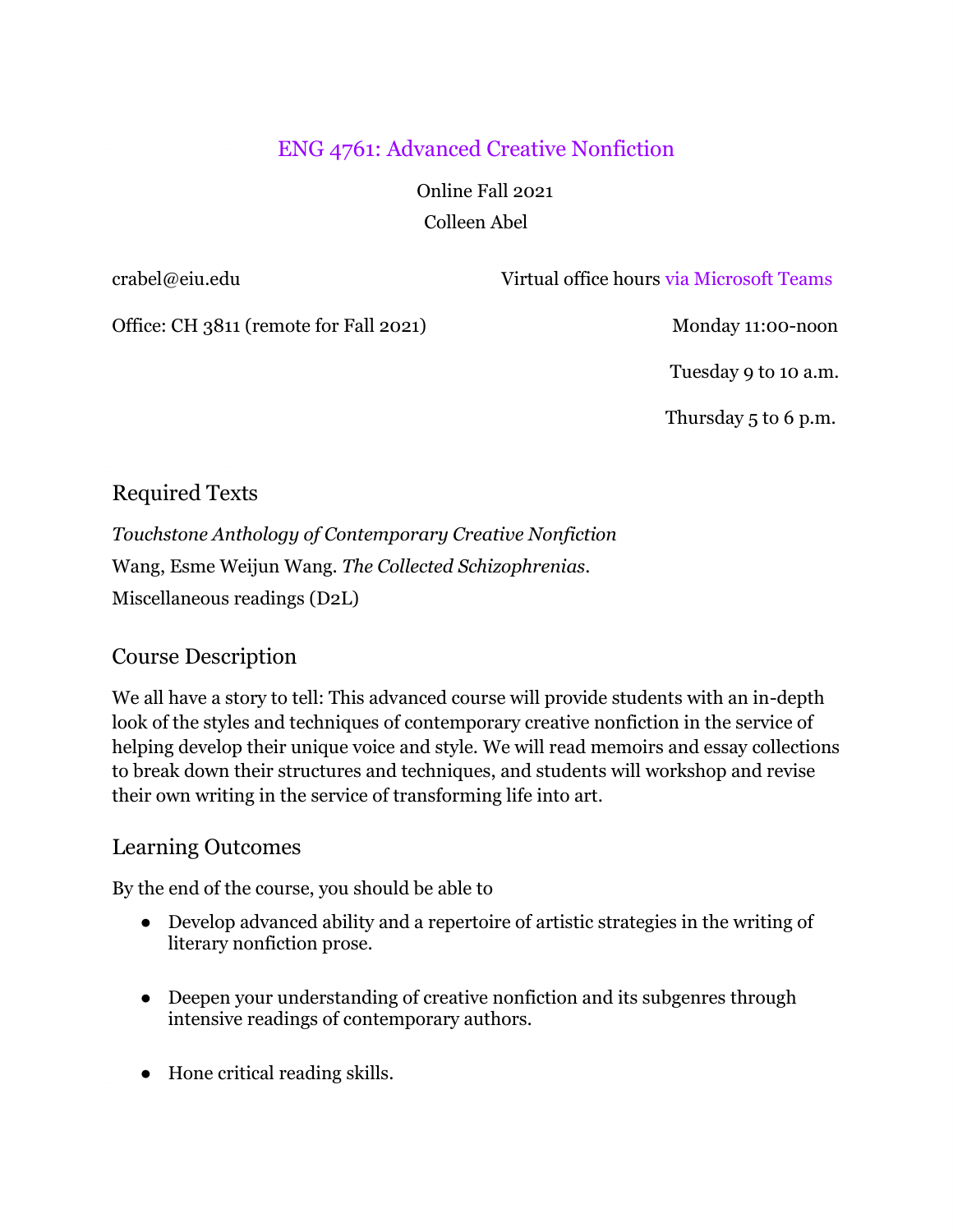# ENG 4761: Advanced Creative Nonfiction

Online Fall 2021

Colleen Abel

crabel@eiu.edu

Office: CH 3811 (remote for Fall 2021)

Virtual office hours via Microsoft Teams

Monday 11:00-noon

Tuesday 9 to 10 a.m.

Thursday 5 to 6 p.m.

## Required Texts

*Touchstone Anthology of Contemporary Creative Nonfiction*

Wang, Esme Weijun Wang. *The Collected Schizophrenias*.

Miscellaneous readings (D2L)

## Course Description

We all have a story to tell: This advanced course will provide students with an in-depth look of the styles and techniques of contemporary creative nonfiction in the service of helping develop their unique voice and style. We will read memoirs and essay collections to break down their structures and techniques, and students will workshop and revise their own writing in the service of transforming life into art.

## Learning Outcomes

By the end of the course, you should be able to

- Develop advanced ability and a repertoire of artistic strategies in the writing of literary nonfiction prose.
- Deepen your understanding of creative nonfiction and its subgenres through intensive readings of contemporary authors.
- Hone critical reading skills.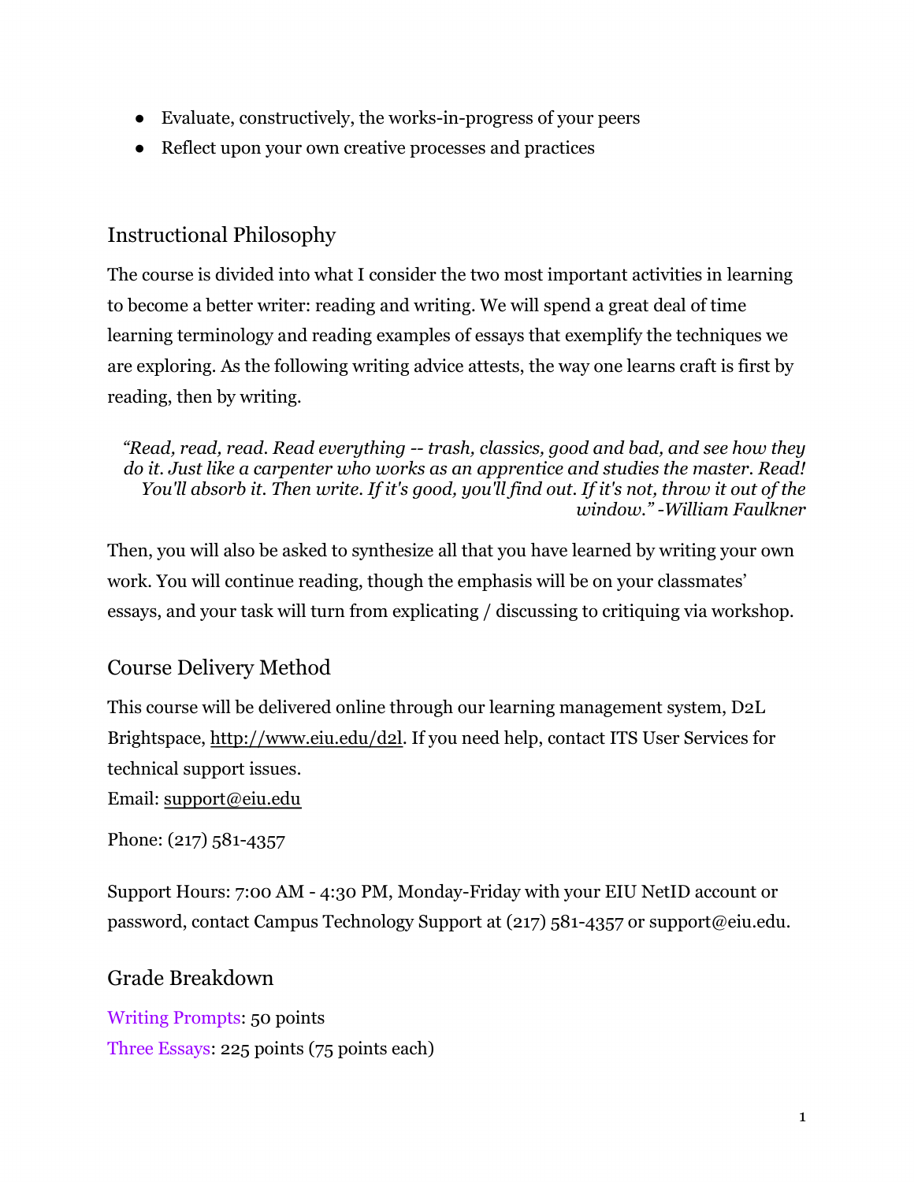- Evaluate, constructively, the works-in-progress of your peers
- Reflect upon your own creative processes and practices

## Instructional Philosophy

The course is divided into what I consider the two most important activities in learning to become a better writer: reading and writing. We will spend a great deal of time learning terminology and reading examples of essays that exemplify the techniques we are exploring. As the following writing advice attests, the way one learns craft is first by reading, then by writing.

> *"Read, read, read. Read everything -- trash, classics, good and bad, and see how they do it. Just like a carpenter who works as an apprentice and studies the master. Read! You'll absorb it. Then write. If it's good, you'll find out. If it's not, throw it out of the window." -William Faulkner*

Then, you will also be asked to synthesize all that you have learned by writing your own work. You will continue reading, though the emphasis will be on your classmates' essays, and your task will turn from explicating / discussing to critiquing via workshop.

## Course Delivery Method

This course will be delivered online through our learning management system, D2L Brightspace, http://www.eiu.edu/d2l. If you need help, contact ITS User Services for technical support issues.
Email: support@eiu.edu

Phone: (217) 581-4357

Support Hours: 7:00 AM - 4:30 PM, Monday-Friday with your EIU NetID account or password, contact Campus Technology Support at (217) 581-4357 or support@eiu.edu.

## Grade Breakdown

Writing Prompts: 50 points
Three Essays: 225 points (75 points each)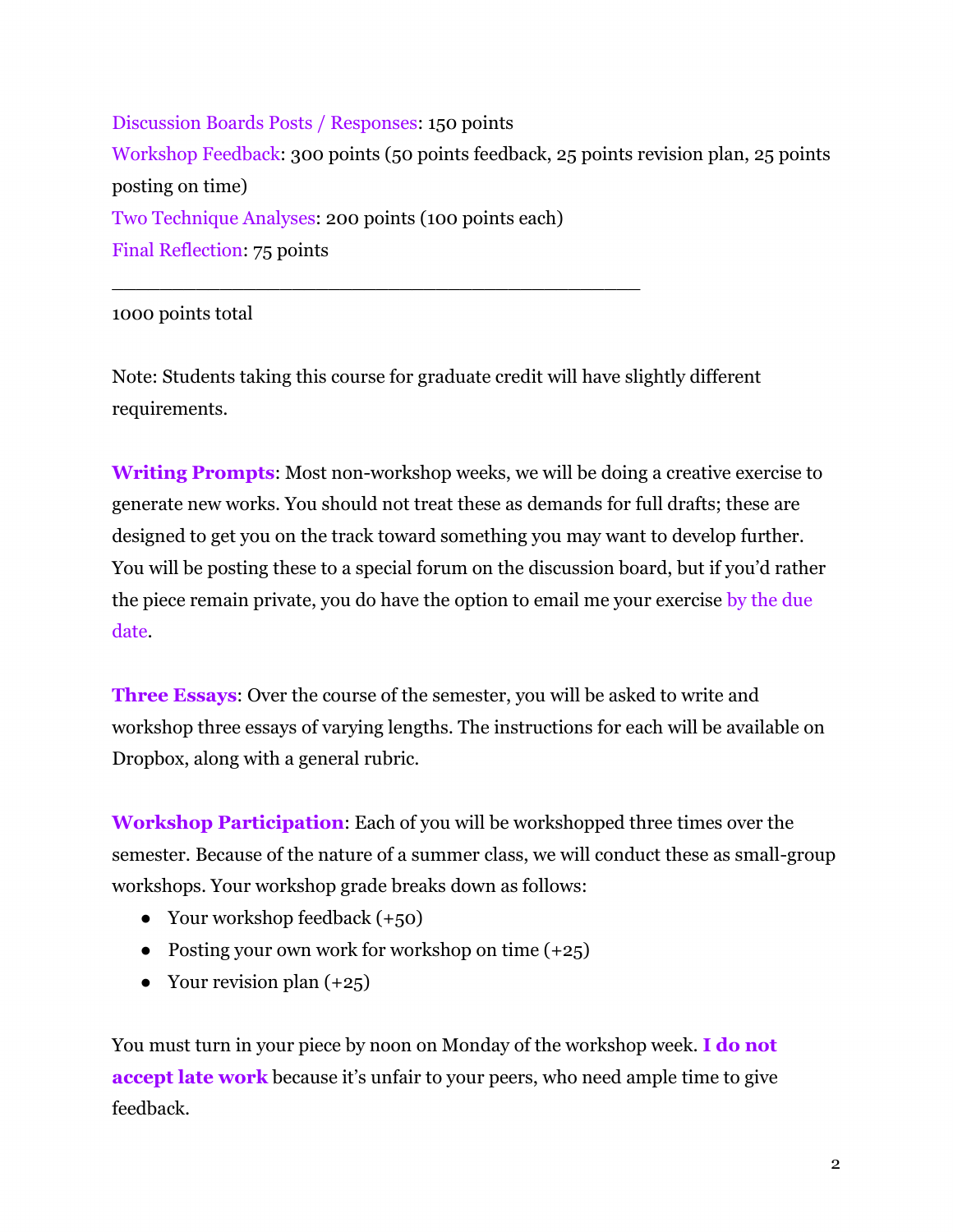Discussion Boards Posts / Responses: 150 points
Workshop Feedback: 300 points (50 points feedback, 25 points revision plan, 25 points posting on time)
Two Technique Analyses: 200 points (100 points each)
Final Reflection: 75 points

______________________________________________

1000 points total

Note: Students taking this course for graduate credit will have slightly different requirements.

**Writing Prompts**: Most non-workshop weeks, we will be doing a creative exercise to generate new works. You should not treat these as demands for full drafts; these are designed to get you on the track toward something you may want to develop further. You will be posting these to a special forum on the discussion board, but if you'd rather the piece remain private, you do have the option to email me your exercise by the due date.

**Three Essays**: Over the course of the semester, you will be asked to write and workshop three essays of varying lengths. The instructions for each will be available on Dropbox, along with a general rubric.

**Workshop Participation**: Each of you will be workshopped three times over the semester. Because of the nature of a summer class, we will conduct these as small-group workshops. Your workshop grade breaks down as follows:

- Your workshop feedback (+50)
- Posting your own work for workshop on time (+25)
- Your revision plan (+25)

You must turn in your piece by noon on Monday of the workshop week. **I do not accept late work** because it's unfair to your peers, who need ample time to give feedback.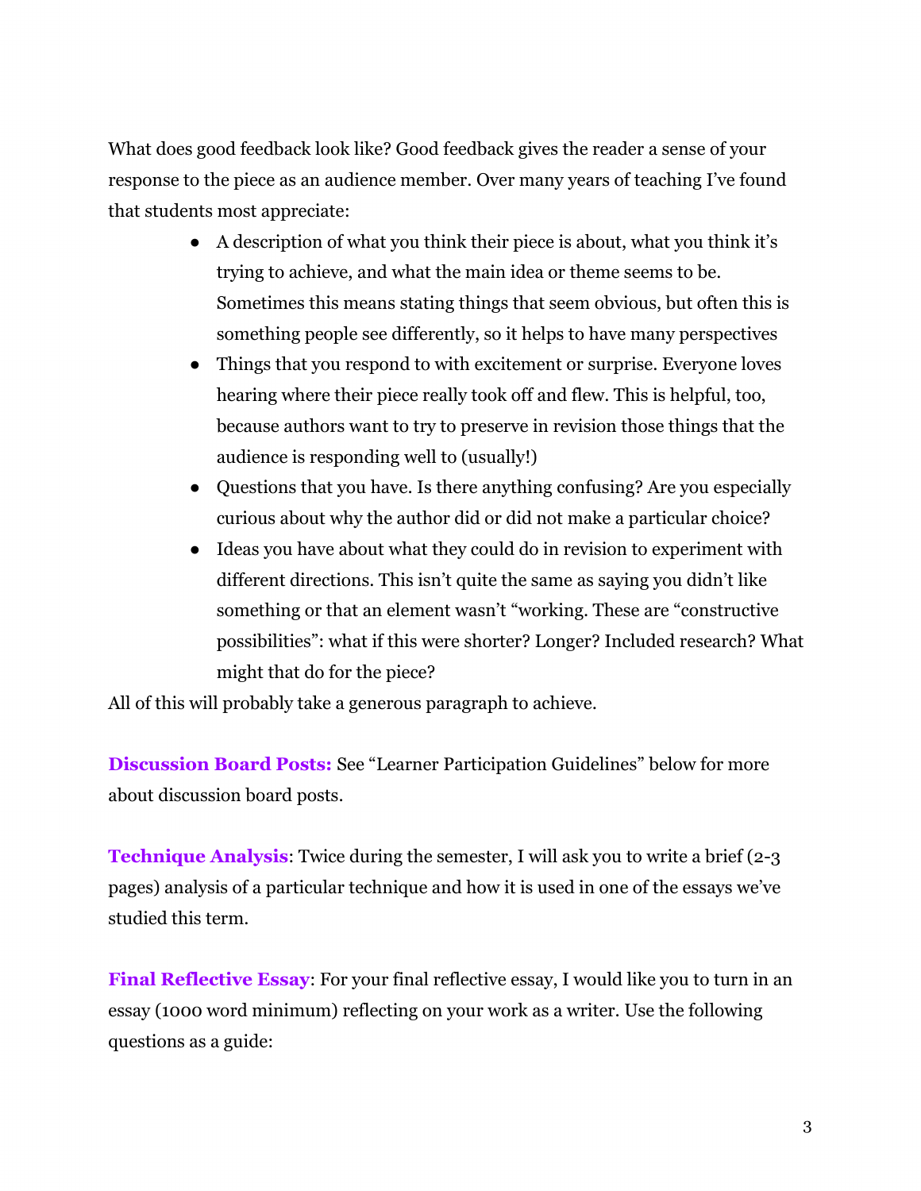What does good feedback look like? Good feedback gives the reader a sense of your response to the piece as an audience member. Over many years of teaching I've found that students most appreciate:

- A description of what you think their piece is about, what you think it's trying to achieve, and what the main idea or theme seems to be. Sometimes this means stating things that seem obvious, but often this is something people see differently, so it helps to have many perspectives
- Things that you respond to with excitement or surprise. Everyone loves hearing where their piece really took off and flew. This is helpful, too, because authors want to try to preserve in revision those things that the audience is responding well to (usually!)
- Questions that you have. Is there anything confusing? Are you especially curious about why the author did or did not make a particular choice?
- Ideas you have about what they could do in revision to experiment with different directions. This isn't quite the same as saying you didn't like something or that an element wasn't "working. These are "constructive possibilities": what if this were shorter? Longer? Included research? What might that do for the piece?

All of this will probably take a generous paragraph to achieve.

**Discussion Board Posts:** See "Learner Participation Guidelines" below for more about discussion board posts.

**Technique Analysis**: Twice during the semester, I will ask you to write a brief (2-3 pages) analysis of a particular technique and how it is used in one of the essays we've studied this term.

**Final Reflective Essay**: For your final reflective essay, I would like you to turn in an essay (1000 word minimum) reflecting on your work as a writer. Use the following questions as a guide: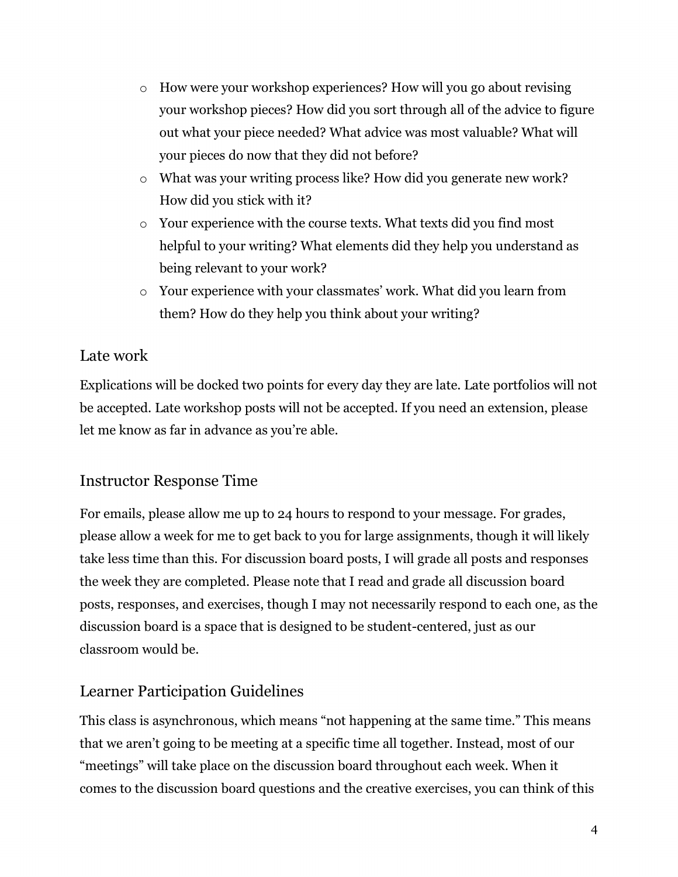- How were your workshop experiences? How will you go about revising your workshop pieces? How did you sort through all of the advice to figure out what your piece needed? What advice was most valuable? What will your pieces do now that they did not before?
- What was your writing process like? How did you generate new work? How did you stick with it?
- Your experience with the course texts. What texts did you find most helpful to your writing? What elements did they help you understand as being relevant to your work?
- Your experience with your classmates' work. What did you learn from them? How do they help you think about your writing?

## Late work

Explications will be docked two points for every day they are late. Late portfolios will not be accepted. Late workshop posts will not be accepted. If you need an extension, please let me know as far in advance as you're able.

## Instructor Response Time

For emails, please allow me up to 24 hours to respond to your message. For grades, please allow a week for me to get back to you for large assignments, though it will likely take less time than this. For discussion board posts, I will grade all posts and responses the week they are completed. Please note that I read and grade all discussion board posts, responses, and exercises, though I may not necessarily respond to each one, as the discussion board is a space that is designed to be student-centered, just as our classroom would be.

## Learner Participation Guidelines

This class is asynchronous, which means "not happening at the same time." This means that we aren't going to be meeting at a specific time all together. Instead, most of our "meetings" will take place on the discussion board throughout each week. When it comes to the discussion board questions and the creative exercises, you can think of this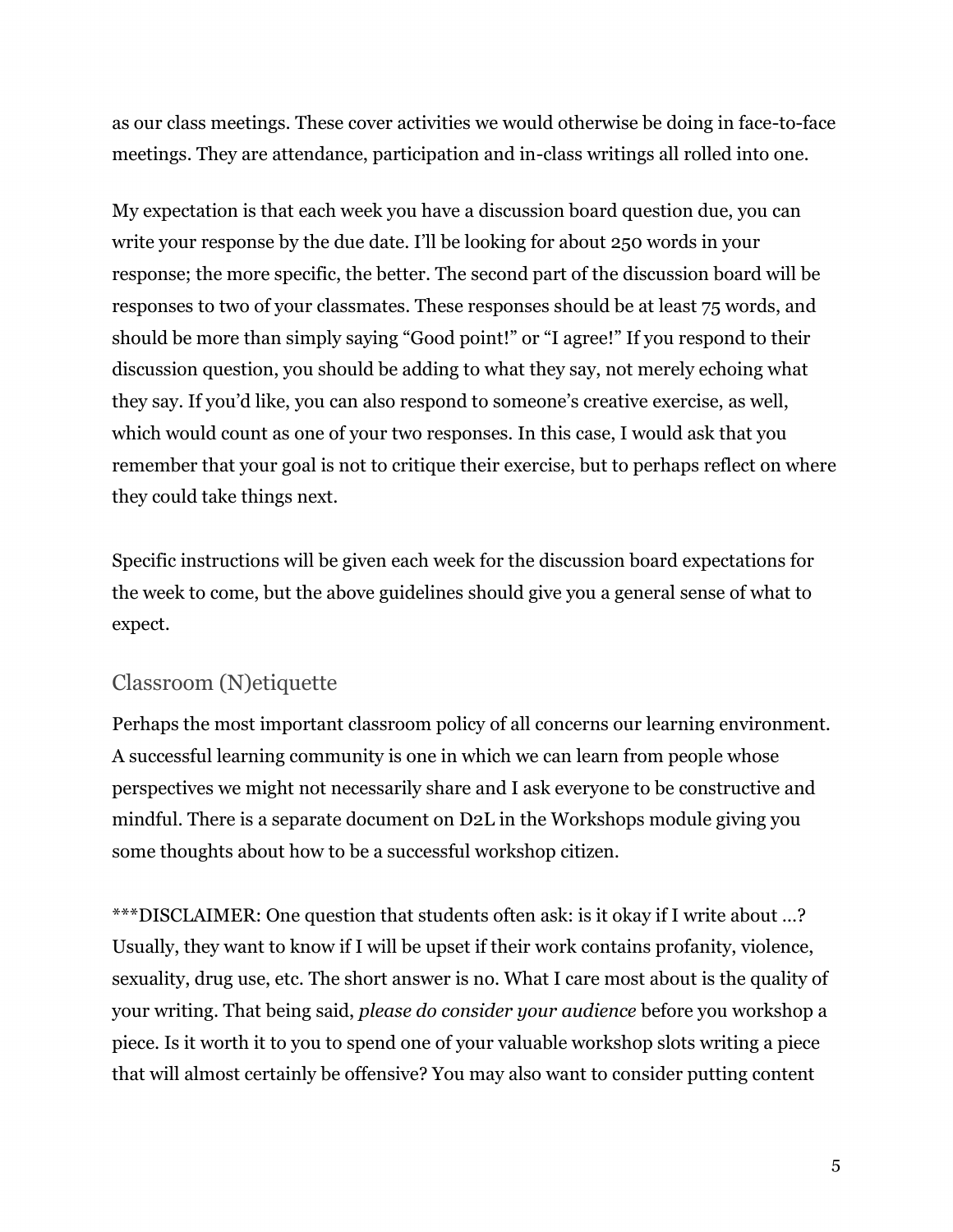as our class meetings. These cover activities we would otherwise be doing in face-to-face meetings. They are attendance, participation and in-class writings all rolled into one.

My expectation is that each week you have a discussion board question due, you can write your response by the due date. I'll be looking for about 250 words in your response; the more specific, the better. The second part of the discussion board will be responses to two of your classmates. These responses should be at least 75 words, and should be more than simply saying "Good point!" or "I agree!" If you respond to their discussion question, you should be adding to what they say, not merely echoing what they say. If you'd like, you can also respond to someone's creative exercise, as well, which would count as one of your two responses. In this case, I would ask that you remember that your goal is not to critique their exercise, but to perhaps reflect on where they could take things next.

Specific instructions will be given each week for the discussion board expectations for the week to come, but the above guidelines should give you a general sense of what to expect.

## Classroom (N)etiquette

Perhaps the most important classroom policy of all concerns our learning environment. A successful learning community is one in which we can learn from people whose perspectives we might not necessarily share and I ask everyone to be constructive and mindful. There is a separate document on D2L in the Workshops module giving you some thoughts about how to be a successful workshop citizen.

***DISCLAIMER: One question that students often ask: is it okay if I write about …? Usually, they want to know if I will be upset if their work contains profanity, violence, sexuality, drug use, etc. The short answer is no. What I care most about is the quality of your writing. That being said, *please do consider your audience* before you workshop a piece. Is it worth it to you to spend one of your valuable workshop slots writing a piece that will almost certainly be offensive? You may also want to consider putting content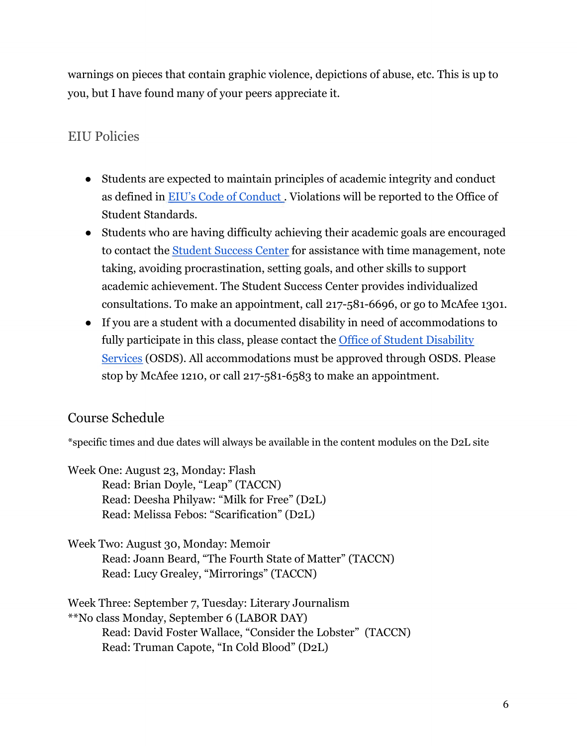warnings on pieces that contain graphic violence, depictions of abuse, etc. This is up to you, but I have found many of your peers appreciate it.

## EIU Policies

- Students are expected to maintain principles of academic integrity and conduct as defined in EIU's Code of Conduct . Violations will be reported to the Office of Student Standards.
- Students who are having difficulty achieving their academic goals are encouraged to contact the Student Success Center for assistance with time management, note taking, avoiding procrastination, setting goals, and other skills to support academic achievement. The Student Success Center provides individualized consultations. To make an appointment, call 217-581-6696, or go to McAfee 1301.
- If you are a student with a documented disability in need of accommodations to fully participate in this class, please contact the Office of Student Disability Services (OSDS). All accommodations must be approved through OSDS. Please stop by McAfee 1210, or call 217-581-6583 to make an appointment.

## Course Schedule

*specific times and due dates will always be available in the content modules on the D2L site

Week One: August 23, Monday: Flash
    Read: Brian Doyle, "Leap" (TACCN)
    Read: Deesha Philyaw: "Milk for Free" (D2L)
    Read: Melissa Febos: "Scarification" (D2L)

Week Two: August 30, Monday: Memoir
    Read: Joann Beard, "The Fourth State of Matter" (TACCN)
    Read: Lucy Grealey, "Mirrorings" (TACCN)

Week Three: September 7, Tuesday: Literary Journalism
**No class Monday, September 6 (LABOR DAY)
    Read: David Foster Wallace, "Consider the Lobster" (TACCN)
    Read: Truman Capote, "In Cold Blood" (D2L)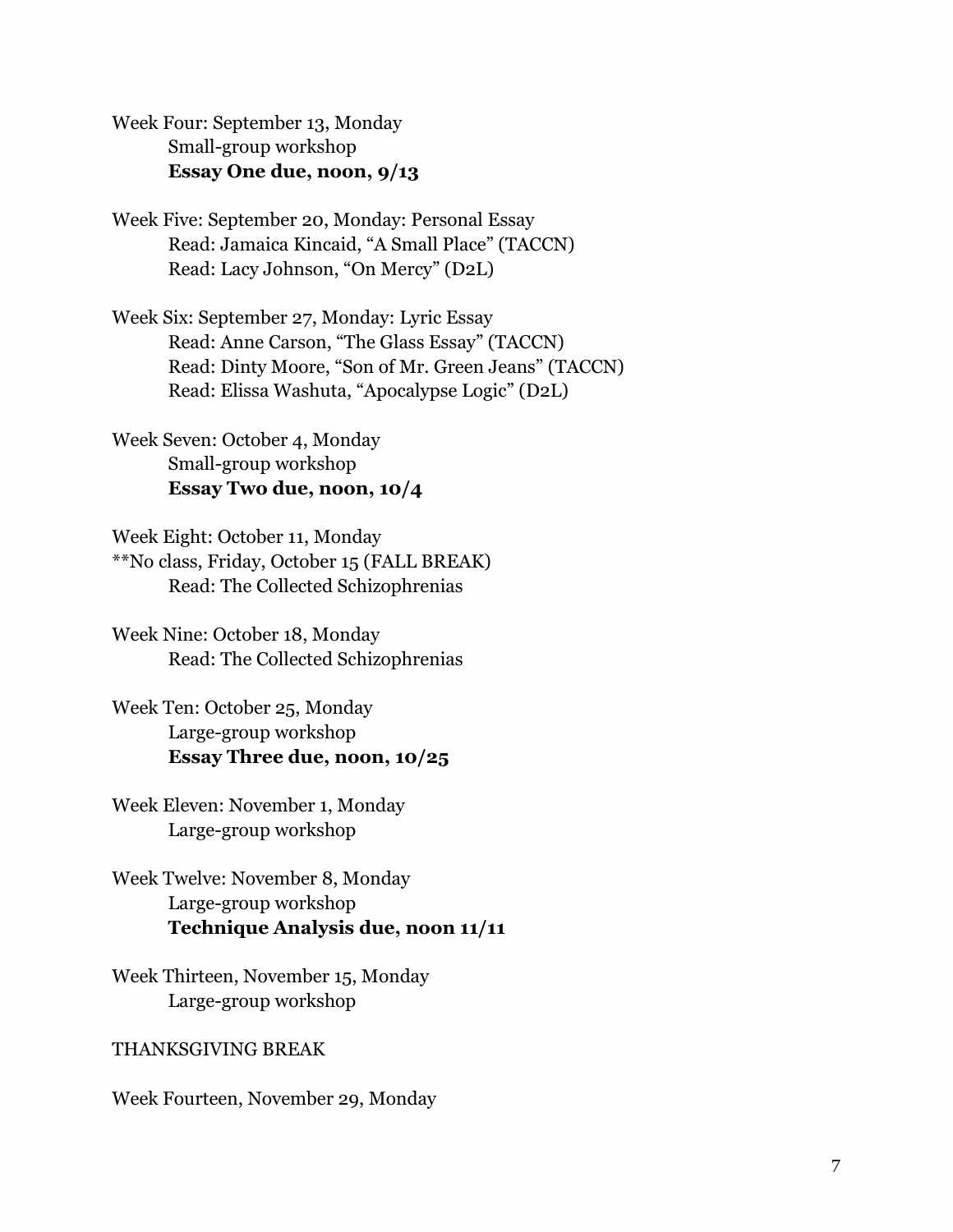Week Four: September 13, Monday

Small-group workshop

**Essay One due, noon, 9/13**

Week Five: September 20, Monday: Personal Essay

Read: Jamaica Kincaid, "A Small Place" (TACCN)

Read: Lacy Johnson, "On Mercy" (D2L)

Week Six: September 27, Monday: Lyric Essay

Read: Anne Carson, "The Glass Essay" (TACCN)

Read: Dinty Moore, "Son of Mr. Green Jeans" (TACCN)

Read: Elissa Washuta, "Apocalypse Logic" (D2L)

Week Seven: October 4, Monday

Small-group workshop

**Essay Two due, noon, 10/4**

Week Eight: October 11, Monday

**No class, Friday, October 15 (FALL BREAK)

Read: The Collected Schizophrenias

Week Nine: October 18, Monday

Read: The Collected Schizophrenias

Week Ten: October 25, Monday

Large-group workshop

**Essay Three due, noon, 10/25**

Week Eleven: November 1, Monday

Large-group workshop

Week Twelve: November 8, Monday

Large-group workshop

**Technique Analysis due, noon 11/11**

Week Thirteen, November 15, Monday

Large-group workshop

THANKSGIVING BREAK

Week Fourteen, November 29, Monday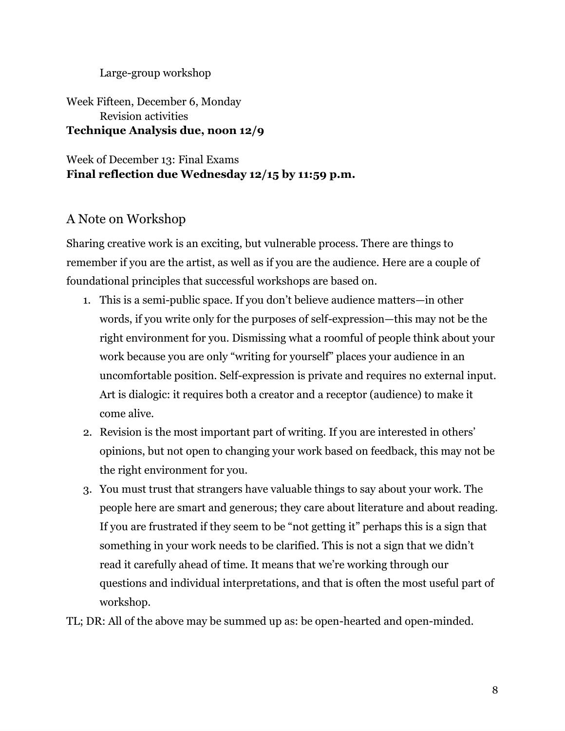Large-group workshop

Week Fifteen, December 6, Monday
Revision activities
**Technique Analysis due, noon 12/9**

Week of December 13: Final Exams
**Final reflection due Wednesday 12/15 by 11:59 p.m.**

## A Note on Workshop

Sharing creative work is an exciting, but vulnerable process. There are things to remember if you are the artist, as well as if you are the audience. Here are a couple of foundational principles that successful workshops are based on.

1. This is a semi-public space. If you don't believe audience matters—in other words, if you write only for the purposes of self-expression—this may not be the right environment for you. Dismissing what a roomful of people think about your work because you are only "writing for yourself" places your audience in an uncomfortable position. Self-expression is private and requires no external input. Art is dialogic: it requires both a creator and a receptor (audience) to make it come alive.
2. Revision is the most important part of writing. If you are interested in others' opinions, but not open to changing your work based on feedback, this may not be the right environment for you.
3. You must trust that strangers have valuable things to say about your work. The people here are smart and generous; they care about literature and about reading. If you are frustrated if they seem to be "not getting it" perhaps this is a sign that something in your work needs to be clarified. This is not a sign that we didn't read it carefully ahead of time. It means that we're working through our questions and individual interpretations, and that is often the most useful part of workshop.

TL; DR: All of the above may be summed up as: be open-hearted and open-minded.